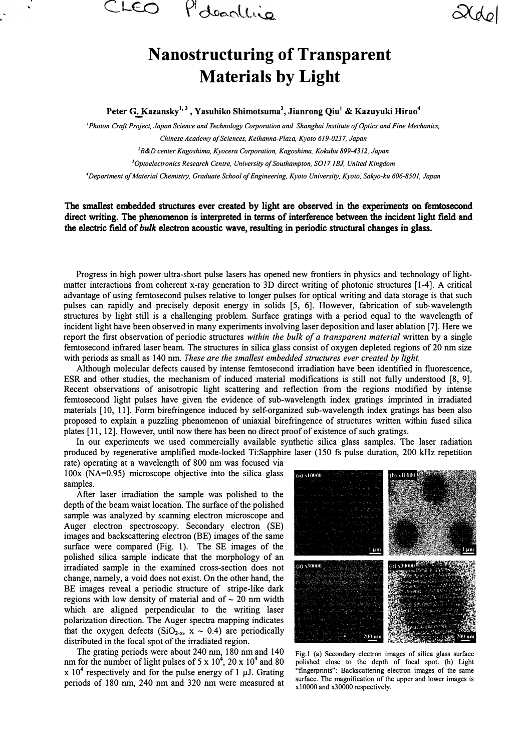# Nanostructuring of Transparent Materials by Light

**Peter G. Kazansky[1,3], Yasuhiko Shimotsuma[2], Jianrong Qiu[1] & Kazuyuki Hirao[4]**

[1]*Photon Craft Project, Japan Science and Technology Corporation and Shanghai Institute of Optics and Fine Mechanics, Chinese Academy of Sciences, Keihanna-Plaza, Kyoto 619-0237, Japan*

[2]*R&D center Kagoshima, Kyocera Corporation, Kagoshima, Kokubu 899-4312, Japan*

[3]*Optoelectronics Research Centre, University of Southampton, SO17 1BJ, United Kingdom*

[4]*Department of Material Chemistry, Graduate School of Engineering, Kyoto University, Kyoto, Sakyo-ku 606-8501, Japan*

**The smallest embedded structures ever created by light are observed in the experiments on femtosecond direct writing. The phenomenon is interpreted in terms of interference between the incident light field and the electric field of *bulk* electron acoustic wave, resulting in periodic structural changes in glass.**

Progress in high power ultra-short pulse lasers has opened new frontiers in physics and technology of light-matter interactions from coherent x-ray generation to 3D direct writing of photonic structures [1-4]. A critical advantage of using femtosecond pulses relative to longer pulses for optical writing and data storage is that such pulses can rapidly and precisely deposit energy in solids [5, 6]. However, fabrication of sub-wavelength structures by light still is a challenging problem. Surface gratings with a period equal to the wavelength of incident light have been observed in many experiments involving laser deposition and laser ablation [7]. Here we report the first observation of periodic structures *within the bulk of a transparent material* written by a single femtosecond infrared laser beam. The structures in silica glass consist of oxygen depleted regions of 20 nm size with periods as small as 140 nm. *These are the smallest embedded structures ever created by light.*

Although molecular defects caused by intense femtosecond irradiation have been identified in fluorescence, ESR and other studies, the mechanism of induced material modifications is still not fully understood [8, 9]. Recent observations of anisotropic light scattering and reflection from the regions modified by intense femtosecond light pulses have given the evidence of sub-wavelength index gratings imprinted in irradiated materials [10, 11]. Form birefringence induced by self-organized sub-wavelength index gratings has been also proposed to explain a puzzling phenomenon of uniaxial birefringence of structures written within fused silica plates [11, 12]. However, until now there has been no direct proof of existence of such gratings.

In our experiments we used commercially available synthetic silica glass samples. The laser radiation produced by regenerative amplified mode-locked Ti:Sapphire laser (150 fs pulse duration, 200 kHz repetition rate) operating at a wavelength of 800 nm was focused via 100x (NA=0.95) microscope objective into the silica glass samples.

After laser irradiation the sample was polished to the depth of the beam waist location. The surface of the polished sample was analyzed by scanning electron microscope and Auger electron spectroscopy. Secondary electron (SE) images and backscattering electron (BE) images of the same surface were compared (Fig. 1). The SE images of the polished silica sample indicate that the morphology of an irradiated sample in the examined cross-section does not change, namely, a void does not exist. On the other hand, the BE images reveal a periodic structure of stripe-like dark regions with low density of material and of ~ 20 nm width which are aligned perpendicular to the writing laser polarization direction. The Auger spectra mapping indicates that the oxygen defects ($SiO_{2-x}$, $x \sim 0.4$) are periodically distributed in the focal spot of the irradiated region.

Fig.1 (a) Secondary electron images of silica glass surface polished close to the depth of focal spot. (b) Light "fingerprints": Backscattering electron images of the same surface. The magnification of the upper and lower images is x10000 and x30000 respectively.

The grating periods were about 240 nm, 180 nm and 140 nm for the number of light pulses of $5 \times 10^4$, $20 \times 10^4$ and $80 \times 10^4$ respectively and for the pulse energy of 1 μJ. Grating periods of 180 nm, 240 nm and 320 nm were measured at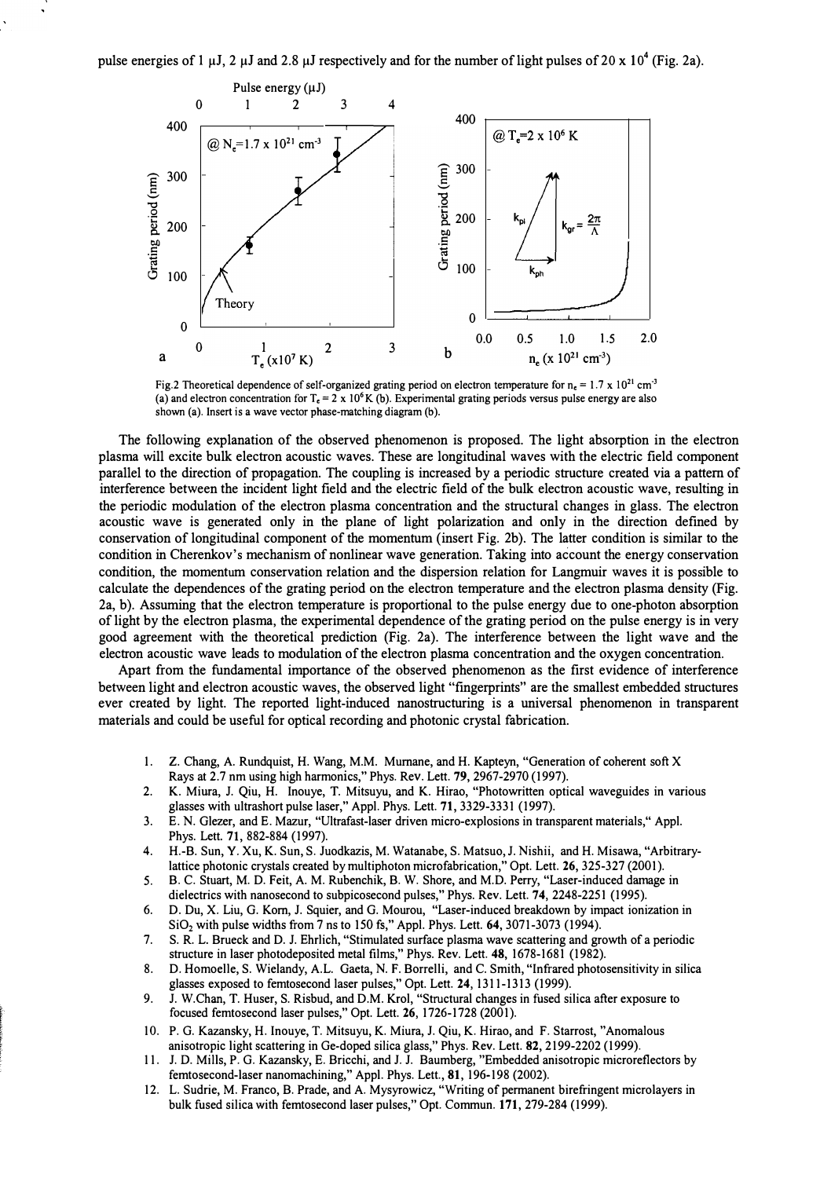pulse energies of 1 μJ, 2 μJ and 2.8 μJ respectively and for the number of light pulses of 20 x $10^4$ (Fig. 2a).

Pulse energy (μJ)

0 1 2 3 4

400

300

200

100

0

Grating period (nm)

@ $N_e$=1.7 x $10^{21}$ cm$^{-3}$

Theory

a

0 1 2 3

$T_e$ (x$10^7$ K)

400

300

200

100

0

Grating period (nm)

@ $T_e$=2 x $10^6$ K

$k_{pl}$

$k_{gr} = \frac{2\pi}{\Lambda}$

$k_{ph}$

b

0.0 0.5 1.0 1.5 2.0

$n_e$ (x $10^{21}$ cm$^{-3}$)

Fig.2 Theoretical dependence of self-organized grating period on electron temperature for $n_e$ = 1.7 x $10^{21}$ cm$^{-3}$ (a) and electron concentration for $T_e$ = 2 x $10^6$ K (b). Experimental grating periods versus pulse energy are also shown (a). Insert is a wave vector phase-matching diagram (b).

The following explanation of the observed phenomenon is proposed. The light absorption in the electron plasma will excite bulk electron acoustic waves. These are longitudinal waves with the electric field component parallel to the direction of propagation. The coupling is increased by a periodic structure created via a pattern of interference between the incident light field and the electric field of the bulk electron acoustic wave, resulting in the periodic modulation of the electron plasma concentration and the structural changes in glass. The electron acoustic wave is generated only in the plane of light polarization and only in the direction defined by conservation of longitudinal component of the momentum (insert Fig. 2b). The latter condition is similar to the condition in Cherenkov's mechanism of nonlinear wave generation. Taking into account the energy conservation condition, the momentum conservation relation and the dispersion relation for Langmuir waves it is possible to calculate the dependences of the grating period on the electron temperature and the electron plasma density (Fig. 2a, b). Assuming that the electron temperature is proportional to the pulse energy due to one-photon absorption of light by the electron plasma, the experimental dependence of the grating period on the pulse energy is in very good agreement with the theoretical prediction (Fig. 2a). The interference between the light wave and the electron acoustic wave leads to modulation of the electron plasma concentration and the oxygen concentration.

Apart from the fundamental importance of the observed phenomenon as the first evidence of interference between light and electron acoustic waves, the observed light "fingerprints" are the smallest embedded structures ever created by light. The reported light-induced nanostructuring is a universal phenomenon in transparent materials and could be useful for optical recording and photonic crystal fabrication.

1. Z. Chang, A. Rundquist, H. Wang, M.M. Murnane, and H. Kapteyn, "Generation of coherent soft X Rays at 2.7 nm using high harmonics," Phys. Rev. Lett. **79**, 2967-2970 (1997).
2. K. Miura, J. Qiu, H. Inouye, T. Mitsuyu, and K. Hirao, "Photowritten optical waveguides in various glasses with ultrashort pulse laser," Appl. Phys. Lett. **71**, 3329-3331 (1997).
3. E. N. Glezer, and E. Mazur, "Ultrafast-laser driven micro-explosions in transparent materials," Appl. Phys. Lett. **71**, 882-884 (1997).
4. H.-B. Sun, Y. Xu, K. Sun, S. Juodkazis, M. Watanabe, S. Matsuo, J. Nishii, and H. Misawa, "Arbitrary-lattice photonic crystals created by multiphoton microfabrication," Opt. Lett. **26**, 325-327 (2001).
5. B. C. Stuart, M. D. Feit, A. M. Rubenchik, B. W. Shore, and M.D. Perry, "Laser-induced damage in dielectrics with nanosecond to subpicosecond pulses," Phys. Rev. Lett. **74**, 2248-2251 (1995).
6. D. Du, X. Liu, G. Korn, J. Squier, and G. Mourou, "Laser-induced breakdown by impact ionization in $SiO_2$ with pulse widths from 7 ns to 150 fs," Appl. Phys. Lett. **64**, 3071-3073 (1994).
7. S. R. L. Brueck and D. J. Ehrlich, "Stimulated surface plasma wave scattering and growth of a periodic structure in laser photodeposited metal films," Phys. Rev. Lett. **48**, 1678-1681 (1982).
8. D. Homoelle, S. Wielandy, A.L. Gaeta, N. F. Borrelli, and C. Smith, "Infrared photosensitivity in silica glasses exposed to femtosecond laser pulses," Opt. Lett. **24**, 1311-1313 (1999).
9. J. W.Chan, T. Huser, S. Risbud, and D.M. Krol, "Structural changes in fused silica after exposure to focused femtosecond laser pulses," Opt. Lett. **26**, 1726-1728 (2001).
10. P. G. Kazansky, H. Inouye, T. Mitsuyu, K. Miura, J. Qiu, K. Hirao, and F. Starrost, "Anomalous anisotropic light scattering in Ge-doped silica glass," Phys. Rev. Lett. **82**, 2199-2202 (1999).
11. J. D. Mills, P. G. Kazansky, E. Bricchi, and J. J. Baumberg, "Embedded anisotropic microreflectors by femtosecond-laser nanomachining," Appl. Phys. Lett., **81**, 196-198 (2002).
12. L. Sudrie, M. Franco, B. Prade, and A. Mysyrowicz, "Writing of permanent birefringent microlayers in bulk fused silica with femtosecond laser pulses," Opt. Commun. **171**, 279-284 (1999).